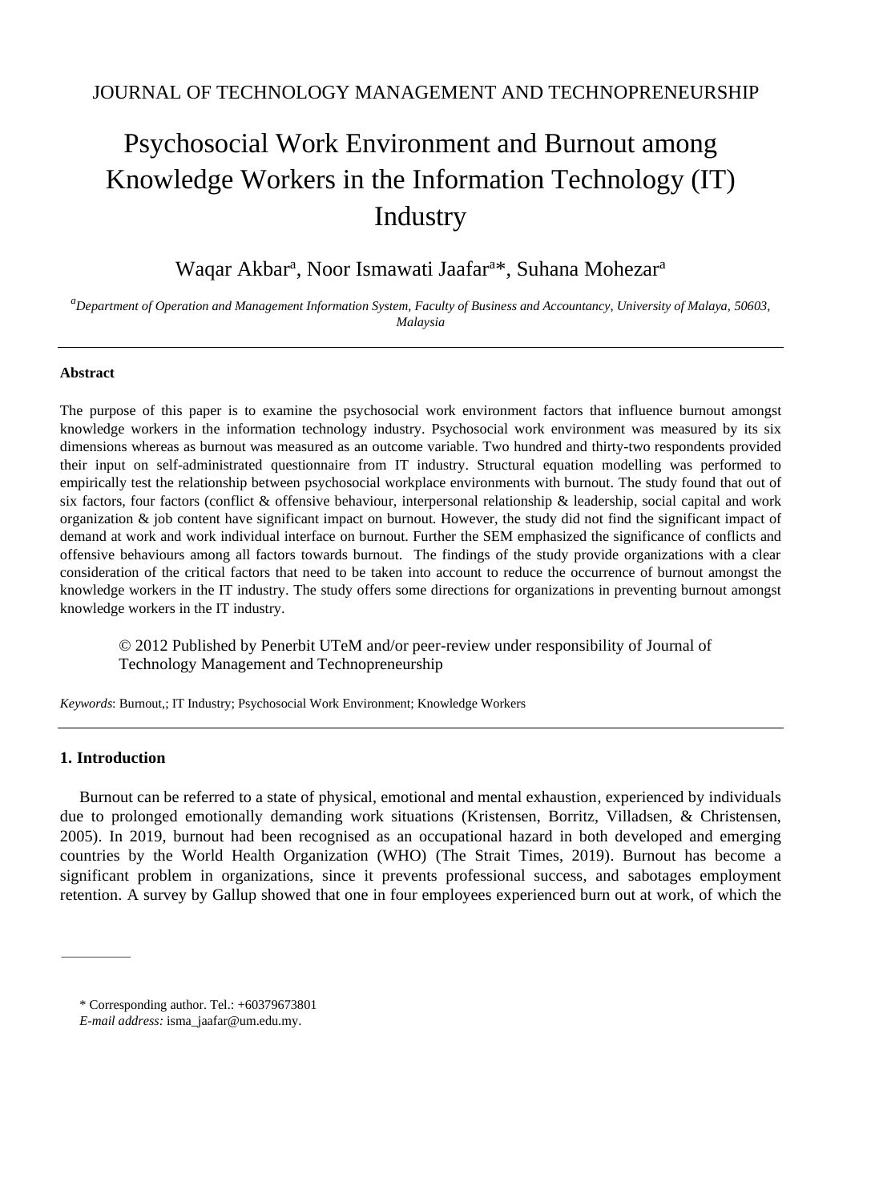JOURNAL OF TECHNOLOGY MANAGEMENT AND TECHNOPRENEURSHIP

# Psychosocial Work Environment and Burnout among Knowledge Workers in the Information Technology (IT) Industry

Waqar Akbar[a], Noor Ismawati Jaafar[a]*, Suhana Mohezar[a]

*[a]Department of Operation and Management Information System, Faculty of Business and Accountancy, University of Malaya, 50603, Malaysia*

---

**Abstract**

The purpose of this paper is to examine the psychosocial work environment factors that influence burnout amongst knowledge workers in the information technology industry. Psychosocial work environment was measured by its six dimensions whereas as burnout was measured as an outcome variable. Two hundred and thirty-two respondents provided their input on self-administrated questionnaire from IT industry. Structural equation modelling was performed to empirically test the relationship between psychosocial workplace environments with burnout. The study found that out of six factors, four factors (conflict & offensive behaviour, interpersonal relationship & leadership, social capital and work organization & job content have significant impact on burnout. However, the study did not find the significant impact of demand at work and work individual interface on burnout. Further the SEM emphasized the significance of conflicts and offensive behaviours among all factors towards burnout. The findings of the study provide organizations with a clear consideration of the critical factors that need to be taken into account to reduce the occurrence of burnout amongst the knowledge workers in the IT industry. The study offers some directions for organizations in preventing burnout amongst knowledge workers in the IT industry.

© 2012 Published by Penerbit UTeM and/or peer-review under responsibility of Journal of Technology Management and Technopreneurship

*Keywords*: Burnout,; IT Industry; Psychosocial Work Environment; Knowledge Workers

---

## 1. Introduction

Burnout can be referred to a state of physical, emotional and mental exhaustion, experienced by individuals due to prolonged emotionally demanding work situations (Kristensen, Borritz, Villadsen, & Christensen, 2005). In 2019, burnout had been recognised as an occupational hazard in both developed and emerging countries by the World Health Organization (WHO) (The Strait Times, 2019). Burnout has become a significant problem in organizations, since it prevents professional success, and sabotages employment retention. A survey by Gallup showed that one in four employees experienced burn out at work, of which the

\* Corresponding author. Tel.: +60379673801
*E-mail address:* isma_jaafar@um.edu.my.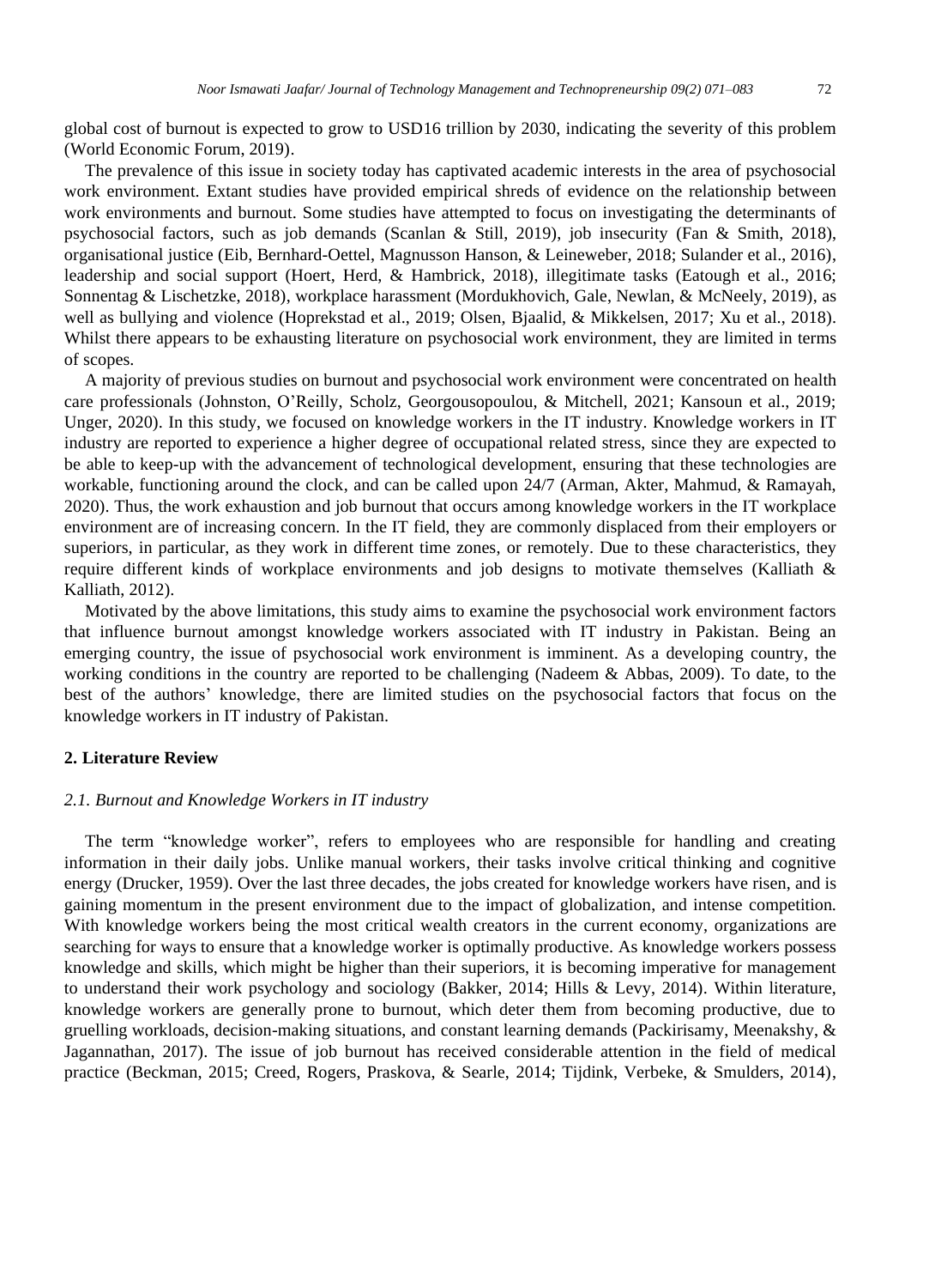global cost of burnout is expected to grow to USD16 trillion by 2030, indicating the severity of this problem (World Economic Forum, 2019).

The prevalence of this issue in society today has captivated academic interests in the area of psychosocial work environment. Extant studies have provided empirical shreds of evidence on the relationship between work environments and burnout. Some studies have attempted to focus on investigating the determinants of psychosocial factors, such as job demands (Scanlan & Still, 2019), job insecurity (Fan & Smith, 2018), organisational justice (Eib, Bernhard-Oettel, Magnusson Hanson, & Leineweber, 2018; Sulander et al., 2016), leadership and social support (Hoert, Herd, & Hambrick, 2018), illegitimate tasks (Eatough et al., 2016; Sonnentag & Lischetzke, 2018), workplace harassment (Mordukhovich, Gale, Newlan, & McNeely, 2019), as well as bullying and violence (Hoprekstad et al., 2019; Olsen, Bjaalid, & Mikkelsen, 2017; Xu et al., 2018). Whilst there appears to be exhausting literature on psychosocial work environment, they are limited in terms of scopes.

A majority of previous studies on burnout and psychosocial work environment were concentrated on health care professionals (Johnston, O'Reilly, Scholz, Georgousopoulou, & Mitchell, 2021; Kansoun et al., 2019; Unger, 2020). In this study, we focused on knowledge workers in the IT industry. Knowledge workers in IT industry are reported to experience a higher degree of occupational related stress, since they are expected to be able to keep-up with the advancement of technological development, ensuring that these technologies are workable, functioning around the clock, and can be called upon 24/7 (Arman, Akter, Mahmud, & Ramayah, 2020). Thus, the work exhaustion and job burnout that occurs among knowledge workers in the IT workplace environment are of increasing concern. In the IT field, they are commonly displaced from their employers or superiors, in particular, as they work in different time zones, or remotely. Due to these characteristics, they require different kinds of workplace environments and job designs to motivate themselves (Kalliath & Kalliath, 2012).

Motivated by the above limitations, this study aims to examine the psychosocial work environment factors that influence burnout amongst knowledge workers associated with IT industry in Pakistan. Being an emerging country, the issue of psychosocial work environment is imminent. As a developing country, the working conditions in the country are reported to be challenging (Nadeem & Abbas, 2009). To date, to the best of the authors' knowledge, there are limited studies on the psychosocial factors that focus on the knowledge workers in IT industry of Pakistan.

## 2. Literature Review

### *2.1. Burnout and Knowledge Workers in IT industry*

The term "knowledge worker", refers to employees who are responsible for handling and creating information in their daily jobs. Unlike manual workers, their tasks involve critical thinking and cognitive energy (Drucker, 1959). Over the last three decades, the jobs created for knowledge workers have risen, and is gaining momentum in the present environment due to the impact of globalization, and intense competition. With knowledge workers being the most critical wealth creators in the current economy, organizations are searching for ways to ensure that a knowledge worker is optimally productive. As knowledge workers possess knowledge and skills, which might be higher than their superiors, it is becoming imperative for management to understand their work psychology and sociology (Bakker, 2014; Hills & Levy, 2014). Within literature, knowledge workers are generally prone to burnout, which deter them from becoming productive, due to gruelling workloads, decision-making situations, and constant learning demands (Packirisamy, Meenakshy, & Jagannathan, 2017). The issue of job burnout has received considerable attention in the field of medical practice (Beckman, 2015; Creed, Rogers, Praskova, & Searle, 2014; Tijdink, Verbeke, & Smulders, 2014),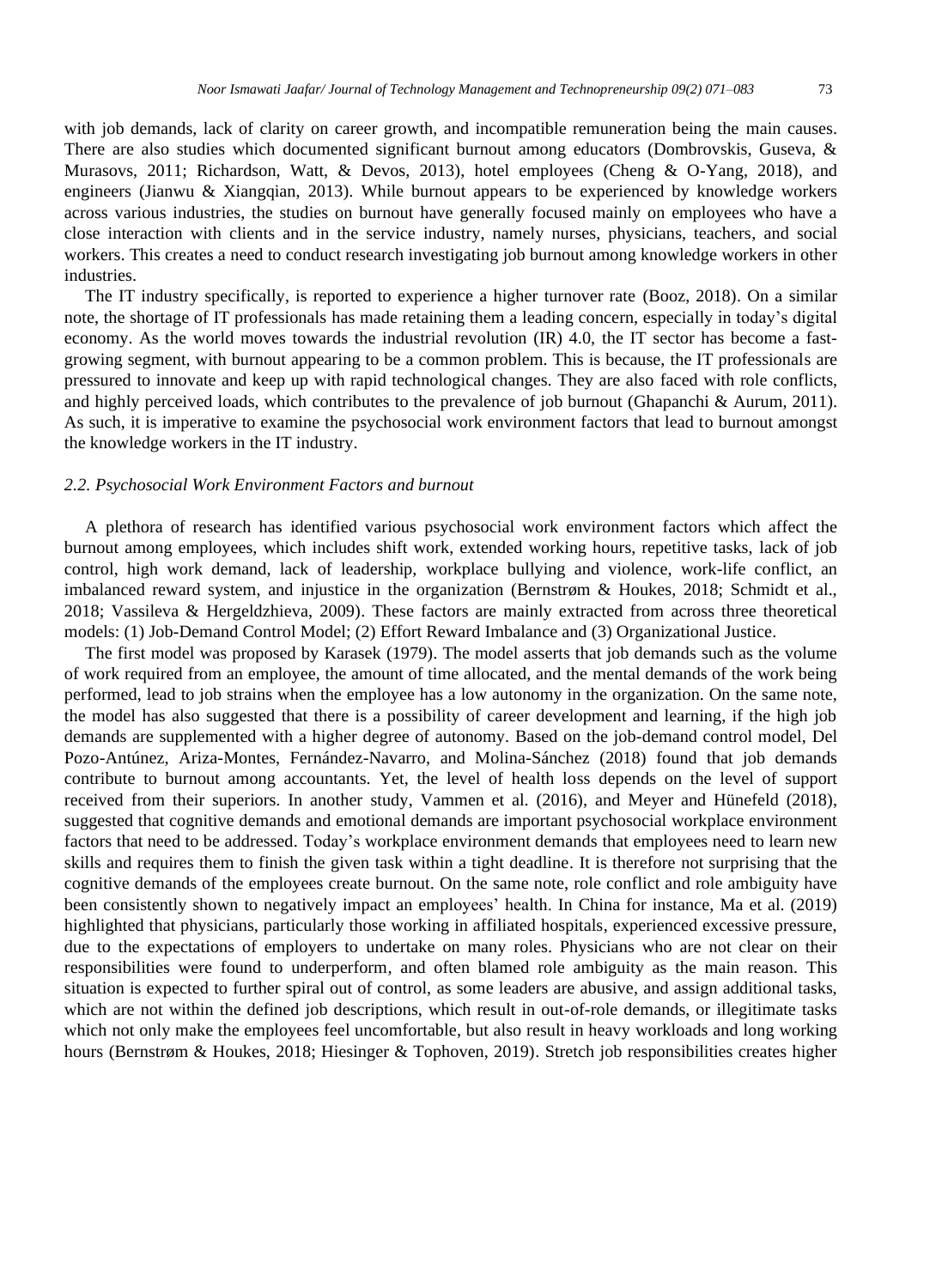with job demands, lack of clarity on career growth, and incompatible remuneration being the main causes. There are also studies which documented significant burnout among educators (Dombrovskis, Guseva, & Murasovs, 2011; Richardson, Watt, & Devos, 2013), hotel employees (Cheng & O-Yang, 2018), and engineers (Jianwu & Xiangqian, 2013). While burnout appears to be experienced by knowledge workers across various industries, the studies on burnout have generally focused mainly on employees who have a close interaction with clients and in the service industry, namely nurses, physicians, teachers, and social workers. This creates a need to conduct research investigating job burnout among knowledge workers in other industries.

The IT industry specifically, is reported to experience a higher turnover rate (Booz, 2018). On a similar note, the shortage of IT professionals has made retaining them a leading concern, especially in today's digital economy. As the world moves towards the industrial revolution (IR) 4.0, the IT sector has become a fast-growing segment, with burnout appearing to be a common problem. This is because, the IT professionals are pressured to innovate and keep up with rapid technological changes. They are also faced with role conflicts, and highly perceived loads, which contributes to the prevalence of job burnout (Ghapanchi & Aurum, 2011). As such, it is imperative to examine the psychosocial work environment factors that lead to burnout amongst the knowledge workers in the IT industry.

### *2.2. Psychosocial Work Environment Factors and burnout*

A plethora of research has identified various psychosocial work environment factors which affect the burnout among employees, which includes shift work, extended working hours, repetitive tasks, lack of job control, high work demand, lack of leadership, workplace bullying and violence, work-life conflict, an imbalanced reward system, and injustice in the organization (Bernstrøm & Houkes, 2018; Schmidt et al., 2018; Vassileva & Hergeldzhieva, 2009). These factors are mainly extracted from across three theoretical models: (1) Job-Demand Control Model; (2) Effort Reward Imbalance and (3) Organizational Justice.

The first model was proposed by Karasek (1979). The model asserts that job demands such as the volume of work required from an employee, the amount of time allocated, and the mental demands of the work being performed, lead to job strains when the employee has a low autonomy in the organization. On the same note, the model has also suggested that there is a possibility of career development and learning, if the high job demands are supplemented with a higher degree of autonomy. Based on the job-demand control model, Del Pozo-Antúnez, Ariza-Montes, Fernández-Navarro, and Molina-Sánchez (2018) found that job demands contribute to burnout among accountants. Yet, the level of health loss depends on the level of support received from their superiors. In another study, Vammen et al. (2016), and Meyer and Hünefeld (2018), suggested that cognitive demands and emotional demands are important psychosocial workplace environment factors that need to be addressed. Today's workplace environment demands that employees need to learn new skills and requires them to finish the given task within a tight deadline. It is therefore not surprising that the cognitive demands of the employees create burnout. On the same note, role conflict and role ambiguity have been consistently shown to negatively impact an employees' health. In China for instance, Ma et al. (2019) highlighted that physicians, particularly those working in affiliated hospitals, experienced excessive pressure, due to the expectations of employers to undertake on many roles. Physicians who are not clear on their responsibilities were found to underperform, and often blamed role ambiguity as the main reason. This situation is expected to further spiral out of control, as some leaders are abusive, and assign additional tasks, which are not within the defined job descriptions, which result in out-of-role demands, or illegitimate tasks which not only make the employees feel uncomfortable, but also result in heavy workloads and long working hours (Bernstrøm & Houkes, 2018; Hiesinger & Tophoven, 2019). Stretch job responsibilities creates higher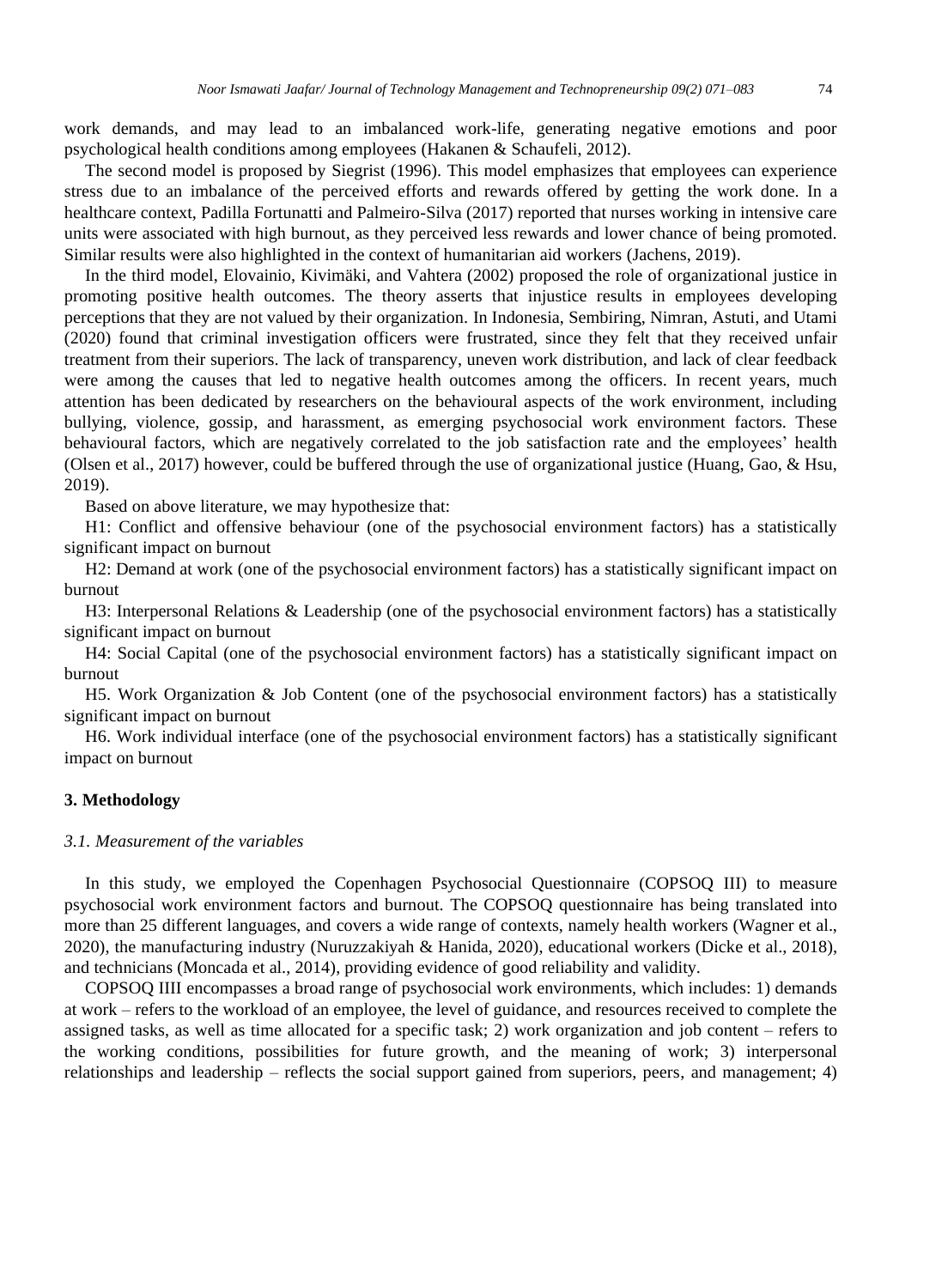work demands, and may lead to an imbalanced work-life, generating negative emotions and poor psychological health conditions among employees (Hakanen & Schaufeli, 2012).

The second model is proposed by Siegrist (1996). This model emphasizes that employees can experience stress due to an imbalance of the perceived efforts and rewards offered by getting the work done. In a healthcare context, Padilla Fortunatti and Palmeiro-Silva (2017) reported that nurses working in intensive care units were associated with high burnout, as they perceived less rewards and lower chance of being promoted. Similar results were also highlighted in the context of humanitarian aid workers (Jachens, 2019).

In the third model, Elovainio, Kivimäki, and Vahtera (2002) proposed the role of organizational justice in promoting positive health outcomes. The theory asserts that injustice results in employees developing perceptions that they are not valued by their organization. In Indonesia, Sembiring, Nimran, Astuti, and Utami (2020) found that criminal investigation officers were frustrated, since they felt that they received unfair treatment from their superiors. The lack of transparency, uneven work distribution, and lack of clear feedback were among the causes that led to negative health outcomes among the officers. In recent years, much attention has been dedicated by researchers on the behavioural aspects of the work environment, including bullying, violence, gossip, and harassment, as emerging psychosocial work environment factors. These behavioural factors, which are negatively correlated to the job satisfaction rate and the employees' health (Olsen et al., 2017) however, could be buffered through the use of organizational justice (Huang, Gao, & Hsu, 2019).

Based on above literature, we may hypothesize that:

H1: Conflict and offensive behaviour (one of the psychosocial environment factors) has a statistically significant impact on burnout

H2: Demand at work (one of the psychosocial environment factors) has a statistically significant impact on burnout

H3: Interpersonal Relations & Leadership (one of the psychosocial environment factors) has a statistically significant impact on burnout

H4: Social Capital (one of the psychosocial environment factors) has a statistically significant impact on burnout

H5. Work Organization & Job Content (one of the psychosocial environment factors) has a statistically significant impact on burnout

H6. Work individual interface (one of the psychosocial environment factors) has a statistically significant impact on burnout

## 3. Methodology

### *3.1. Measurement of the variables*

In this study, we employed the Copenhagen Psychosocial Questionnaire (COPSOQ III) to measure psychosocial work environment factors and burnout. The COPSOQ questionnaire has being translated into more than 25 different languages, and covers a wide range of contexts, namely health workers (Wagner et al., 2020), the manufacturing industry (Nuruzzakiyah & Hanida, 2020), educational workers (Dicke et al., 2018), and technicians (Moncada et al., 2014), providing evidence of good reliability and validity.

COPSOQ IIII encompasses a broad range of psychosocial work environments, which includes: 1) demands at work – refers to the workload of an employee, the level of guidance, and resources received to complete the assigned tasks, as well as time allocated for a specific task; 2) work organization and job content – refers to the working conditions, possibilities for future growth, and the meaning of work; 3) interpersonal relationships and leadership – reflects the social support gained from superiors, peers, and management; 4)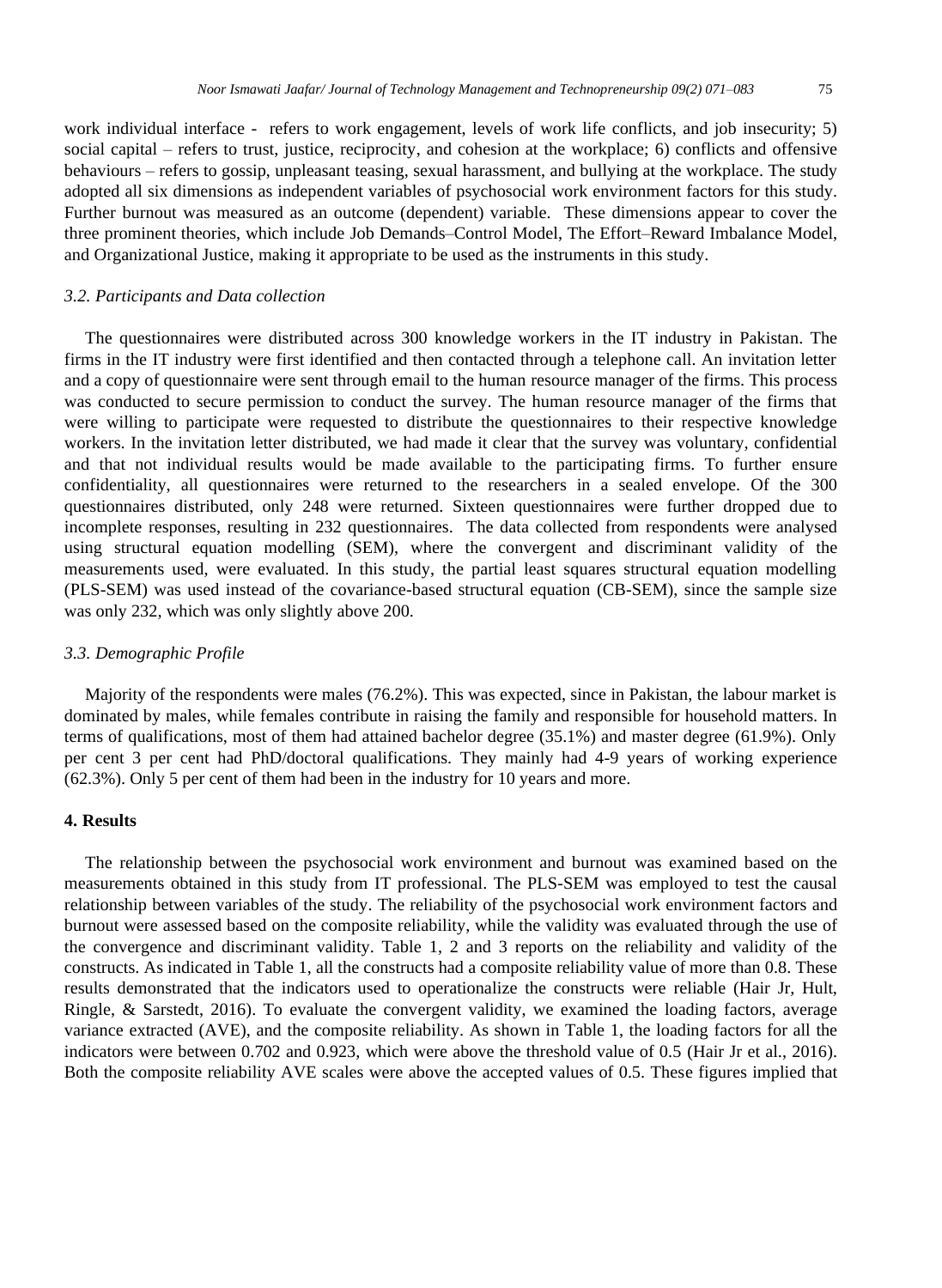work individual interface - refers to work engagement, levels of work life conflicts, and job insecurity; 5) social capital – refers to trust, justice, reciprocity, and cohesion at the workplace; 6) conflicts and offensive behaviours – refers to gossip, unpleasant teasing, sexual harassment, and bullying at the workplace. The study adopted all six dimensions as independent variables of psychosocial work environment factors for this study. Further burnout was measured as an outcome (dependent) variable. These dimensions appear to cover the three prominent theories, which include Job Demands–Control Model, The Effort–Reward Imbalance Model, and Organizational Justice, making it appropriate to be used as the instruments in this study.

### *3.2. Participants and Data collection*

The questionnaires were distributed across 300 knowledge workers in the IT industry in Pakistan. The firms in the IT industry were first identified and then contacted through a telephone call. An invitation letter and a copy of questionnaire were sent through email to the human resource manager of the firms. This process was conducted to secure permission to conduct the survey. The human resource manager of the firms that were willing to participate were requested to distribute the questionnaires to their respective knowledge workers. In the invitation letter distributed, we had made it clear that the survey was voluntary, confidential and that not individual results would be made available to the participating firms. To further ensure confidentiality, all questionnaires were returned to the researchers in a sealed envelope. Of the 300 questionnaires distributed, only 248 were returned. Sixteen questionnaires were further dropped due to incomplete responses, resulting in 232 questionnaires. The data collected from respondents were analysed using structural equation modelling (SEM), where the convergent and discriminant validity of the measurements used, were evaluated. In this study, the partial least squares structural equation modelling (PLS-SEM) was used instead of the covariance-based structural equation (CB-SEM), since the sample size was only 232, which was only slightly above 200.

### *3.3. Demographic Profile*

Majority of the respondents were males (76.2%). This was expected, since in Pakistan, the labour market is dominated by males, while females contribute in raising the family and responsible for household matters. In terms of qualifications, most of them had attained bachelor degree (35.1%) and master degree (61.9%). Only per cent 3 per cent had PhD/doctoral qualifications. They mainly had 4-9 years of working experience (62.3%). Only 5 per cent of them had been in the industry for 10 years and more.

## 4. Results

The relationship between the psychosocial work environment and burnout was examined based on the measurements obtained in this study from IT professional. The PLS-SEM was employed to test the causal relationship between variables of the study. The reliability of the psychosocial work environment factors and burnout were assessed based on the composite reliability, while the validity was evaluated through the use of the convergence and discriminant validity. Table 1, 2 and 3 reports on the reliability and validity of the constructs. As indicated in Table 1, all the constructs had a composite reliability value of more than 0.8. These results demonstrated that the indicators used to operationalize the constructs were reliable (Hair Jr, Hult, Ringle, & Sarstedt, 2016). To evaluate the convergent validity, we examined the loading factors, average variance extracted (AVE), and the composite reliability. As shown in Table 1, the loading factors for all the indicators were between 0.702 and 0.923, which were above the threshold value of 0.5 (Hair Jr et al., 2016). Both the composite reliability AVE scales were above the accepted values of 0.5. These figures implied that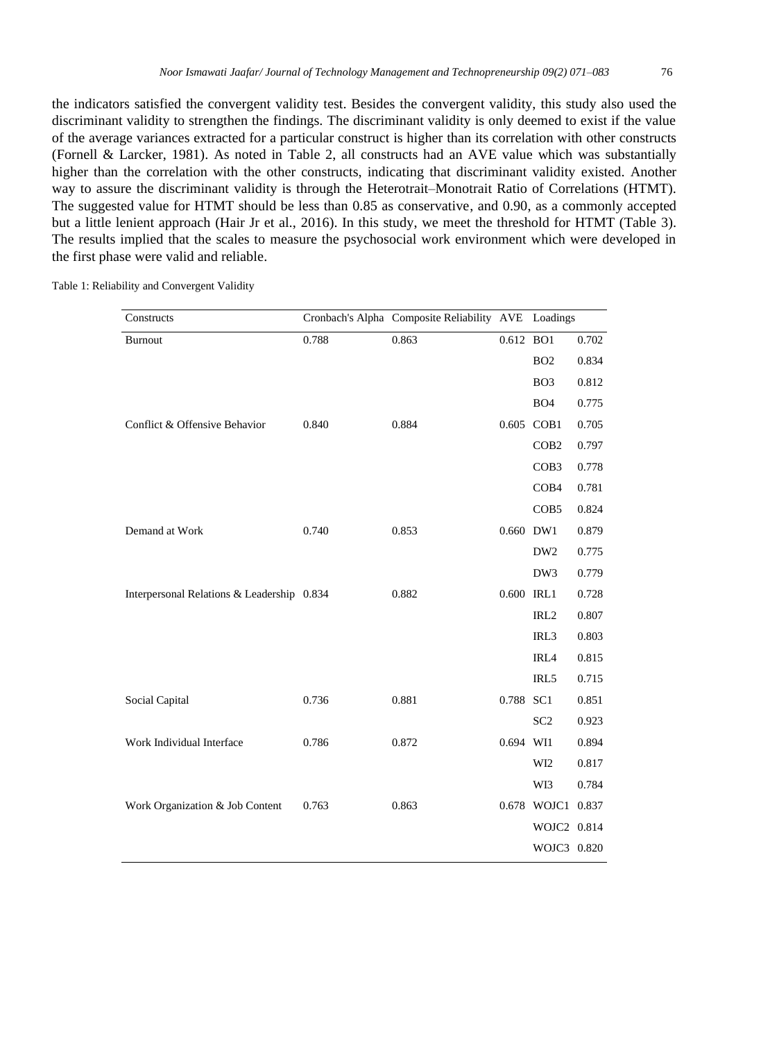the indicators satisfied the convergent validity test. Besides the convergent validity, this study also used the discriminant validity to strengthen the findings. The discriminant validity is only deemed to exist if the value of the average variances extracted for a particular construct is higher than its correlation with other constructs (Fornell & Larcker, 1981). As noted in Table 2, all constructs had an AVE value which was substantially higher than the correlation with the other constructs, indicating that discriminant validity existed. Another way to assure the discriminant validity is through the Heterotrait–Monotrait Ratio of Correlations (HTMT). The suggested value for HTMT should be less than 0.85 as conservative, and 0.90, as a commonly accepted but a little lenient approach (Hair Jr et al., 2016). In this study, we meet the threshold for HTMT (Table 3). The results implied that the scales to measure the psychosocial work environment which were developed in the first phase were valid and reliable.

Table 1: Reliability and Convergent Validity

| Constructs | Cronbach's Alpha | Composite Reliability | AVE | Loadings | |
|---|---|---|---|---|---|
| Burnout | 0.788 | 0.863 | 0.612 | BO1 | 0.702 |
| | | | | BO2 | 0.834 |
| | | | | BO3 | 0.812 |
| | | | | BO4 | 0.775 |
| Conflict & Offensive Behavior | 0.840 | 0.884 | 0.605 | COB1 | 0.705 |
| | | | | COB2 | 0.797 |
| | | | | COB3 | 0.778 |
| | | | | COB4 | 0.781 |
| | | | | COB5 | 0.824 |
| Demand at Work | 0.740 | 0.853 | 0.660 | DW1 | 0.879 |
| | | | | DW2 | 0.775 |
| | | | | DW3 | 0.779 |
| Interpersonal Relations & Leadership | 0.834 | 0.882 | 0.600 | IRL1 | 0.728 |
| | | | | IRL2 | 0.807 |
| | | | | IRL3 | 0.803 |
| | | | | IRL4 | 0.815 |
| | | | | IRL5 | 0.715 |
| Social Capital | 0.736 | 0.881 | 0.788 | SC1 | 0.851 |
| | | | | SC2 | 0.923 |
| Work Individual Interface | 0.786 | 0.872 | 0.694 | WI1 | 0.894 |
| | | | | WI2 | 0.817 |
| | | | | WI3 | 0.784 |
| Work Organization & Job Content | 0.763 | 0.863 | 0.678 | WOJC1 | 0.837 |
| | | | | WOJC2 | 0.814 |
| | | | | WOJC3 | 0.820 |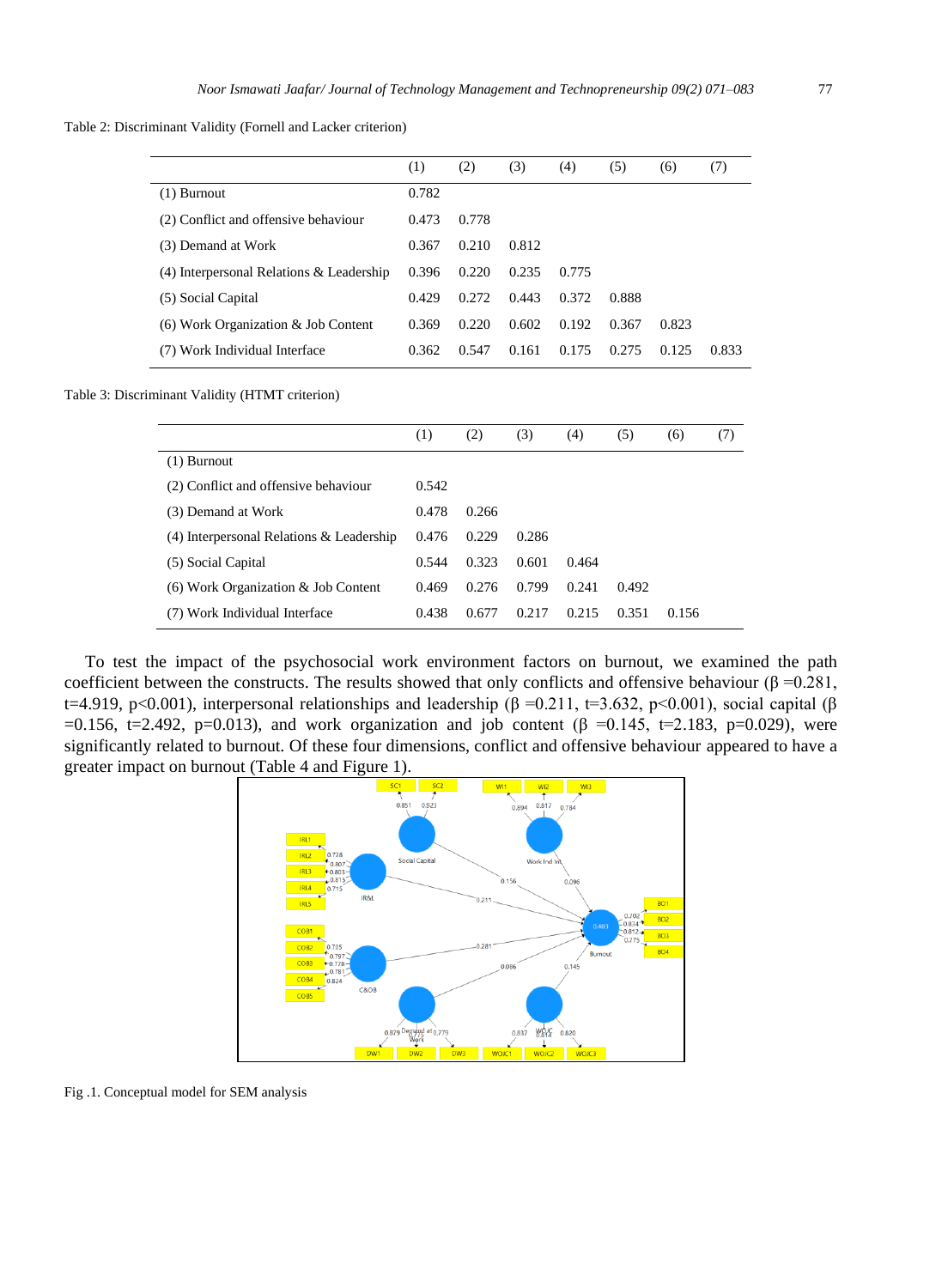Table 2: Discriminant Validity (Fornell and Lacker criterion)

| | (1) | (2) | (3) | (4) | (5) | (6) | (7) |
|---|---|---|---|---|---|---|---|
| (1) Burnout | 0.782 | | | | | | |
| (2) Conflict and offensive behaviour | 0.473 | 0.778 | | | | | |
| (3) Demand at Work | 0.367 | 0.210 | 0.812 | | | | |
| (4) Interpersonal Relations & Leadership | 0.396 | 0.220 | 0.235 | 0.775 | | | |
| (5) Social Capital | 0.429 | 0.272 | 0.443 | 0.372 | 0.888 | | |
| (6) Work Organization & Job Content | 0.369 | 0.220 | 0.602 | 0.192 | 0.367 | 0.823 | |
| (7) Work Individual Interface | 0.362 | 0.547 | 0.161 | 0.175 | 0.275 | 0.125 | 0.833 |

Table 3: Discriminant Validity (HTMT criterion)

| | (1) | (2) | (3) | (4) | (5) | (6) | (7) |
|---|---|---|---|---|---|---|---|
| (1) Burnout | | | | | | | |
| (2) Conflict and offensive behaviour | 0.542 | | | | | | |
| (3) Demand at Work | 0.478 | 0.266 | | | | | |
| (4) Interpersonal Relations & Leadership | 0.476 | 0.229 | 0.286 | | | | |
| (5) Social Capital | 0.544 | 0.323 | 0.601 | 0.464 | | | |
| (6) Work Organization & Job Content | 0.469 | 0.276 | 0.799 | 0.241 | 0.492 | | |
| (7) Work Individual Interface | 0.438 | 0.677 | 0.217 | 0.215 | 0.351 | 0.156 | |

To test the impact of the psychosocial work environment factors on burnout, we examined the path coefficient between the constructs. The results showed that only conflicts and offensive behaviour (β =0.281, t=4.919, p<0.001), interpersonal relationships and leadership (β =0.211, t=3.632, p<0.001), social capital (β =0.156, t=2.492, p=0.013), and work organization and job content (β =0.145, t=2.183, p=0.029), were significantly related to burnout. Of these four dimensions, conflict and offensive behaviour appeared to have a greater impact on burnout (Table 4 and Figure 1).

Fig .1. Conceptual model for SEM analysis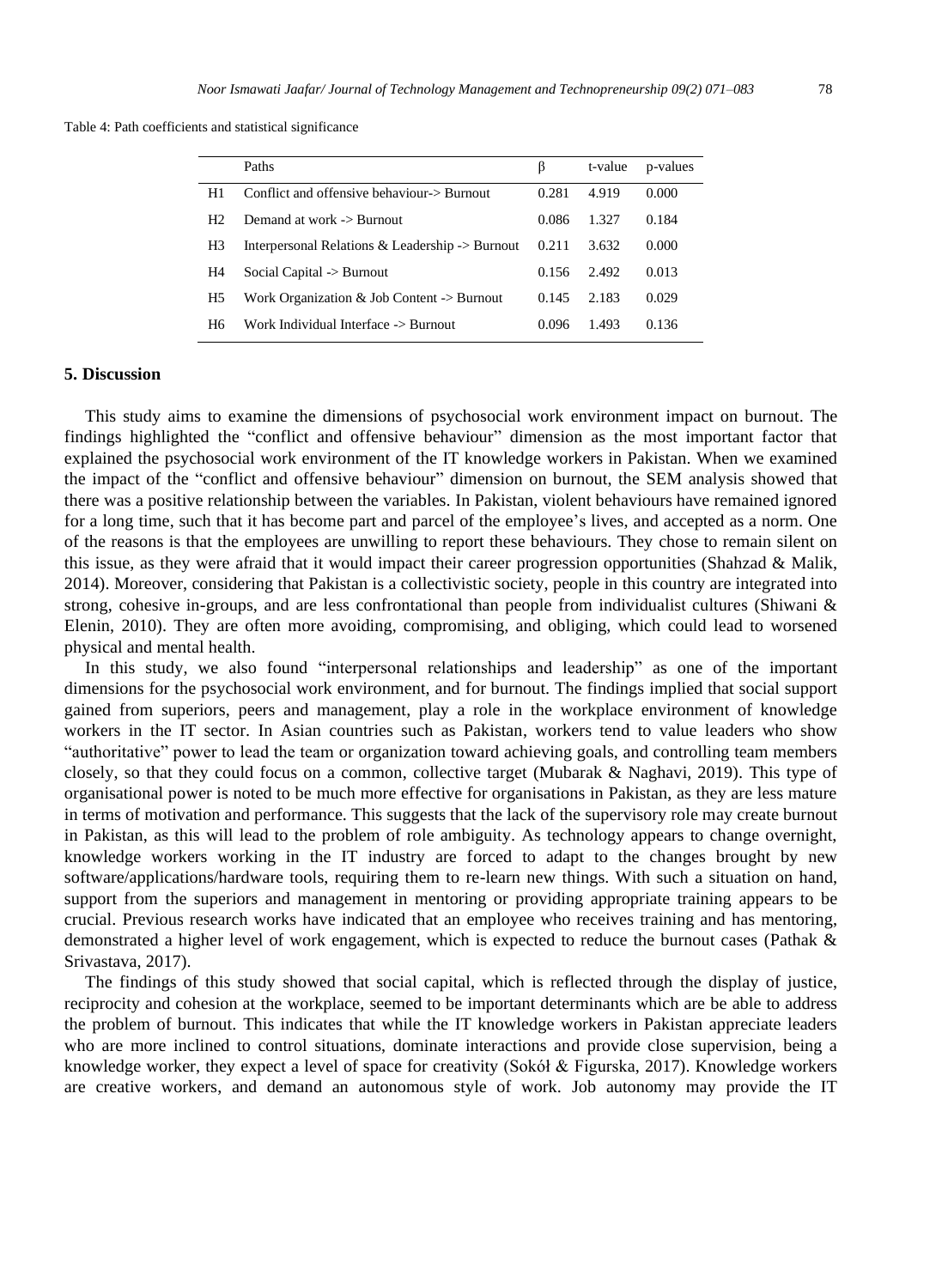Table 4: Path coefficients and statistical significance

| | Paths | β | t-value | p-values |
|---|---|---|---|---|
| H1 | Conflict and offensive behaviour-> Burnout | 0.281 | 4.919 | 0.000 |
| H2 | Demand at work -> Burnout | 0.086 | 1.327 | 0.184 |
| H3 | Interpersonal Relations & Leadership -> Burnout | 0.211 | 3.632 | 0.000 |
| H4 | Social Capital -> Burnout | 0.156 | 2.492 | 0.013 |
| H5 | Work Organization & Job Content -> Burnout | 0.145 | 2.183 | 0.029 |
| H6 | Work Individual Interface -> Burnout | 0.096 | 1.493 | 0.136 |

## 5. Discussion

This study aims to examine the dimensions of psychosocial work environment impact on burnout. The findings highlighted the "conflict and offensive behaviour" dimension as the most important factor that explained the psychosocial work environment of the IT knowledge workers in Pakistan. When we examined the impact of the "conflict and offensive behaviour" dimension on burnout, the SEM analysis showed that there was a positive relationship between the variables. In Pakistan, violent behaviours have remained ignored for a long time, such that it has become part and parcel of the employee's lives, and accepted as a norm. One of the reasons is that the employees are unwilling to report these behaviours. They chose to remain silent on this issue, as they were afraid that it would impact their career progression opportunities (Shahzad & Malik, 2014). Moreover, considering that Pakistan is a collectivistic society, people in this country are integrated into strong, cohesive in-groups, and are less confrontational than people from individualist cultures (Shiwani & Elenin, 2010). They are often more avoiding, compromising, and obliging, which could lead to worsened physical and mental health.

In this study, we also found "interpersonal relationships and leadership" as one of the important dimensions for the psychosocial work environment, and for burnout. The findings implied that social support gained from superiors, peers and management, play a role in the workplace environment of knowledge workers in the IT sector. In Asian countries such as Pakistan, workers tend to value leaders who show "authoritative" power to lead the team or organization toward achieving goals, and controlling team members closely, so that they could focus on a common, collective target (Mubarak & Naghavi, 2019). This type of organisational power is noted to be much more effective for organisations in Pakistan, as they are less mature in terms of motivation and performance. This suggests that the lack of the supervisory role may create burnout in Pakistan, as this will lead to the problem of role ambiguity. As technology appears to change overnight, knowledge workers working in the IT industry are forced to adapt to the changes brought by new software/applications/hardware tools, requiring them to re-learn new things. With such a situation on hand, support from the superiors and management in mentoring or providing appropriate training appears to be crucial. Previous research works have indicated that an employee who receives training and has mentoring, demonstrated a higher level of work engagement, which is expected to reduce the burnout cases (Pathak & Srivastava, 2017).

The findings of this study showed that social capital, which is reflected through the display of justice, reciprocity and cohesion at the workplace, seemed to be important determinants which are be able to address the problem of burnout. This indicates that while the IT knowledge workers in Pakistan appreciate leaders who are more inclined to control situations, dominate interactions and provide close supervision, being a knowledge worker, they expect a level of space for creativity (Sokół & Figurska, 2017). Knowledge workers are creative workers, and demand an autonomous style of work. Job autonomy may provide the IT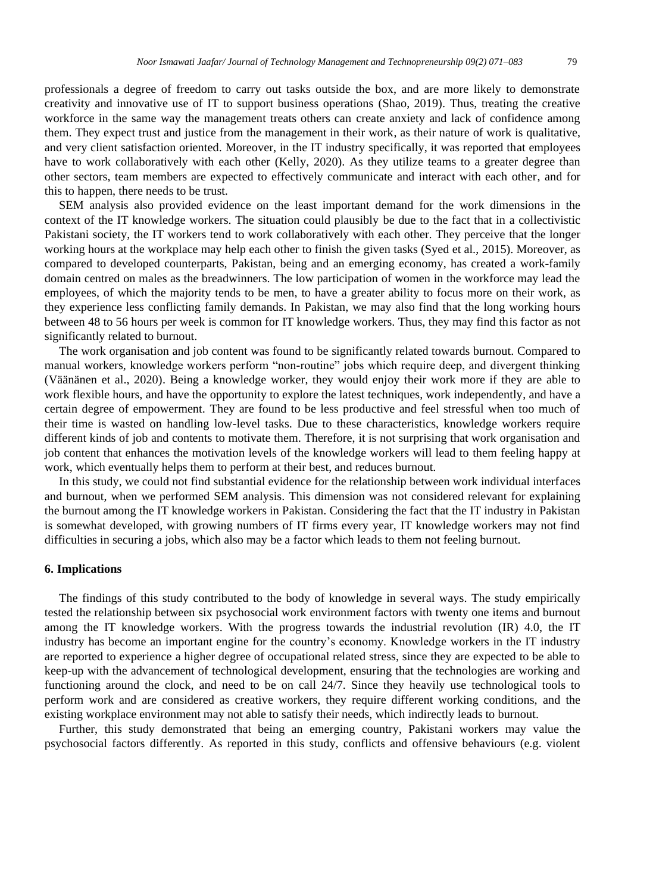professionals a degree of freedom to carry out tasks outside the box, and are more likely to demonstrate creativity and innovative use of IT to support business operations (Shao, 2019). Thus, treating the creative workforce in the same way the management treats others can create anxiety and lack of confidence among them. They expect trust and justice from the management in their work, as their nature of work is qualitative, and very client satisfaction oriented. Moreover, in the IT industry specifically, it was reported that employees have to work collaboratively with each other (Kelly, 2020). As they utilize teams to a greater degree than other sectors, team members are expected to effectively communicate and interact with each other, and for this to happen, there needs to be trust.

SEM analysis also provided evidence on the least important demand for the work dimensions in the context of the IT knowledge workers. The situation could plausibly be due to the fact that in a collectivistic Pakistani society, the IT workers tend to work collaboratively with each other. They perceive that the longer working hours at the workplace may help each other to finish the given tasks (Syed et al., 2015). Moreover, as compared to developed counterparts, Pakistan, being and an emerging economy, has created a work-family domain centred on males as the breadwinners. The low participation of women in the workforce may lead the employees, of which the majority tends to be men, to have a greater ability to focus more on their work, as they experience less conflicting family demands. In Pakistan, we may also find that the long working hours between 48 to 56 hours per week is common for IT knowledge workers. Thus, they may find this factor as not significantly related to burnout.

The work organisation and job content was found to be significantly related towards burnout. Compared to manual workers, knowledge workers perform "non-routine" jobs which require deep, and divergent thinking (Väänänen et al., 2020). Being a knowledge worker, they would enjoy their work more if they are able to work flexible hours, and have the opportunity to explore the latest techniques, work independently, and have a certain degree of empowerment. They are found to be less productive and feel stressful when too much of their time is wasted on handling low-level tasks. Due to these characteristics, knowledge workers require different kinds of job and contents to motivate them. Therefore, it is not surprising that work organisation and job content that enhances the motivation levels of the knowledge workers will lead to them feeling happy at work, which eventually helps them to perform at their best, and reduces burnout.

In this study, we could not find substantial evidence for the relationship between work individual interfaces and burnout, when we performed SEM analysis. This dimension was not considered relevant for explaining the burnout among the IT knowledge workers in Pakistan. Considering the fact that the IT industry in Pakistan is somewhat developed, with growing numbers of IT firms every year, IT knowledge workers may not find difficulties in securing a jobs, which also may be a factor which leads to them not feeling burnout.

## 6. Implications

The findings of this study contributed to the body of knowledge in several ways. The study empirically tested the relationship between six psychosocial work environment factors with twenty one items and burnout among the IT knowledge workers. With the progress towards the industrial revolution (IR) 4.0, the IT industry has become an important engine for the country's economy. Knowledge workers in the IT industry are reported to experience a higher degree of occupational related stress, since they are expected to be able to keep-up with the advancement of technological development, ensuring that the technologies are working and functioning around the clock, and need to be on call 24/7. Since they heavily use technological tools to perform work and are considered as creative workers, they require different working conditions, and the existing workplace environment may not able to satisfy their needs, which indirectly leads to burnout.

Further, this study demonstrated that being an emerging country, Pakistani workers may value the psychosocial factors differently. As reported in this study, conflicts and offensive behaviours (e.g. violent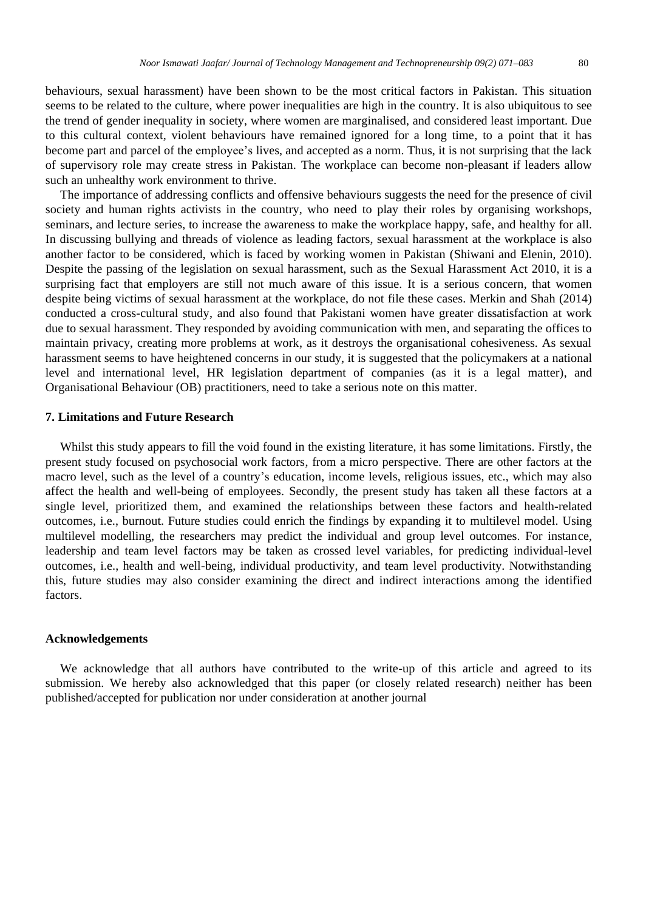behaviours, sexual harassment) have been shown to be the most critical factors in Pakistan. This situation seems to be related to the culture, where power inequalities are high in the country. It is also ubiquitous to see the trend of gender inequality in society, where women are marginalised, and considered least important. Due to this cultural context, violent behaviours have remained ignored for a long time, to a point that it has become part and parcel of the employee's lives, and accepted as a norm. Thus, it is not surprising that the lack of supervisory role may create stress in Pakistan. The workplace can become non-pleasant if leaders allow such an unhealthy work environment to thrive.

The importance of addressing conflicts and offensive behaviours suggests the need for the presence of civil society and human rights activists in the country, who need to play their roles by organising workshops, seminars, and lecture series, to increase the awareness to make the workplace happy, safe, and healthy for all. In discussing bullying and threads of violence as leading factors, sexual harassment at the workplace is also another factor to be considered, which is faced by working women in Pakistan (Shiwani and Elenin, 2010). Despite the passing of the legislation on sexual harassment, such as the Sexual Harassment Act 2010, it is a surprising fact that employers are still not much aware of this issue. It is a serious concern, that women despite being victims of sexual harassment at the workplace, do not file these cases. Merkin and Shah (2014) conducted a cross-cultural study, and also found that Pakistani women have greater dissatisfaction at work due to sexual harassment. They responded by avoiding communication with men, and separating the offices to maintain privacy, creating more problems at work, as it destroys the organisational cohesiveness. As sexual harassment seems to have heightened concerns in our study, it is suggested that the policymakers at a national level and international level, HR legislation department of companies (as it is a legal matter), and Organisational Behaviour (OB) practitioners, need to take a serious note on this matter.

## 7. Limitations and Future Research

Whilst this study appears to fill the void found in the existing literature, it has some limitations. Firstly, the present study focused on psychosocial work factors, from a micro perspective. There are other factors at the macro level, such as the level of a country's education, income levels, religious issues, etc., which may also affect the health and well-being of employees. Secondly, the present study has taken all these factors at a single level, prioritized them, and examined the relationships between these factors and health-related outcomes, i.e., burnout. Future studies could enrich the findings by expanding it to multilevel model. Using multilevel modelling, the researchers may predict the individual and group level outcomes. For instance, leadership and team level factors may be taken as crossed level variables, for predicting individual-level outcomes, i.e., health and well-being, individual productivity, and team level productivity. Notwithstanding this, future studies may also consider examining the direct and indirect interactions among the identified factors.

## Acknowledgements

We acknowledge that all authors have contributed to the write-up of this article and agreed to its submission. We hereby also acknowledged that this paper (or closely related research) neither has been published/accepted for publication nor under consideration at another journal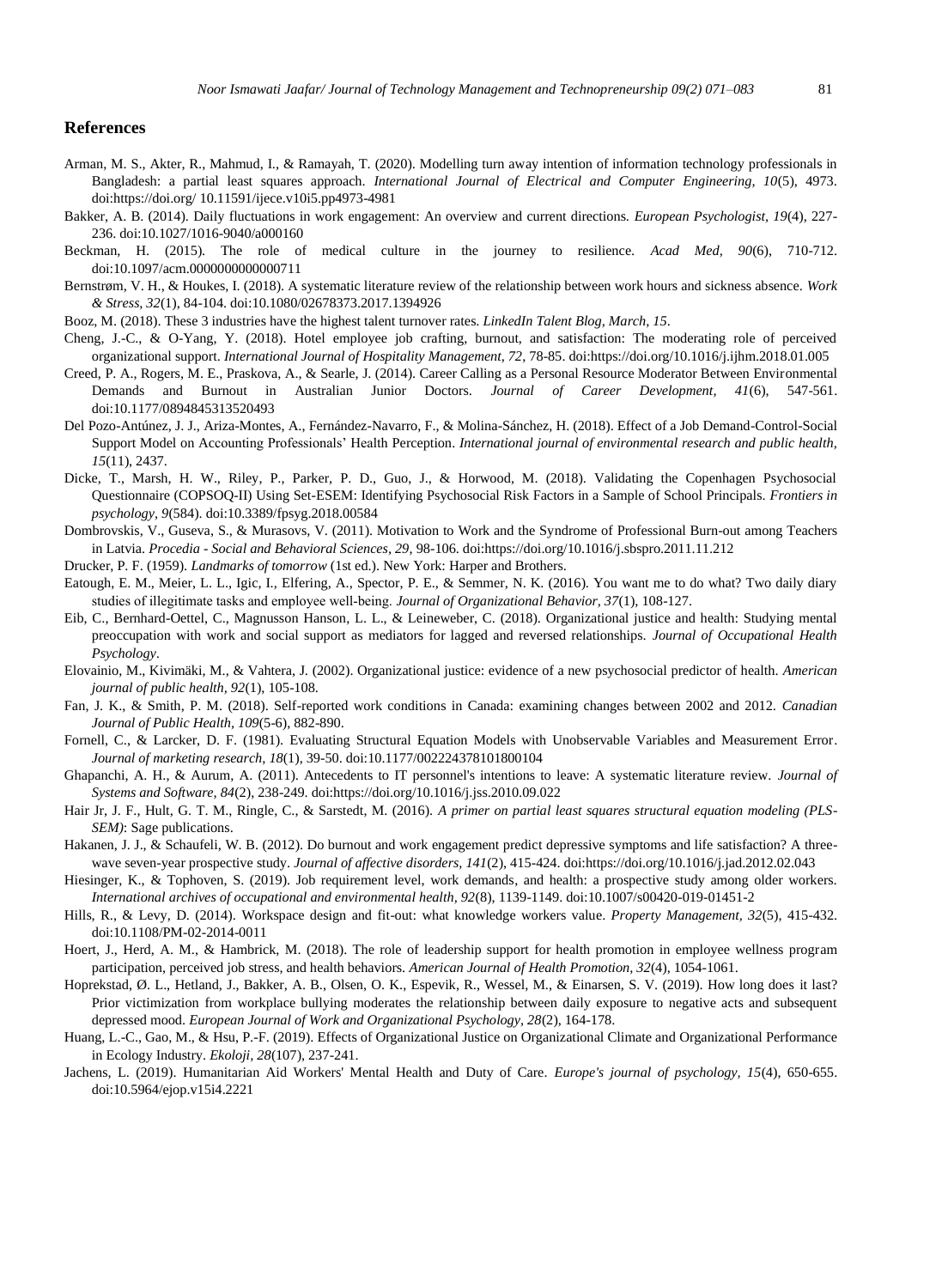## References

Arman, M. S., Akter, R., Mahmud, I., & Ramayah, T. (2020). Modelling turn away intention of information technology professionals in Bangladesh: a partial least squares approach. *International Journal of Electrical and Computer Engineering, 10*(5), 4973. doi:https://doi.org/ 10.11591/ijece.v10i5.pp4973-4981

Bakker, A. B. (2014). Daily fluctuations in work engagement: An overview and current directions. *European Psychologist, 19*(4), 227-236. doi:10.1027/1016-9040/a000160

Beckman, H. (2015). The role of medical culture in the journey to resilience. *Acad Med, 90*(6), 710-712. doi:10.1097/acm.0000000000000711

Bernstrøm, V. H., & Houkes, I. (2018). A systematic literature review of the relationship between work hours and sickness absence. *Work & Stress, 32*(1), 84-104. doi:10.1080/02678373.2017.1394926

Booz, M. (2018). These 3 industries have the highest talent turnover rates. *LinkedIn Talent Blog, March, 15*.

Cheng, J.-C., & O-Yang, Y. (2018). Hotel employee job crafting, burnout, and satisfaction: The moderating role of perceived organizational support. *International Journal of Hospitality Management, 72*, 78-85. doi:https://doi.org/10.1016/j.ijhm.2018.01.005

Creed, P. A., Rogers, M. E., Praskova, A., & Searle, J. (2014). Career Calling as a Personal Resource Moderator Between Environmental Demands and Burnout in Australian Junior Doctors. *Journal of Career Development, 41*(6), 547-561. doi:10.1177/0894845313520493

Del Pozo-Antúnez, J. J., Ariza-Montes, A., Fernández-Navarro, F., & Molina-Sánchez, H. (2018). Effect of a Job Demand-Control-Social Support Model on Accounting Professionals' Health Perception. *International journal of environmental research and public health, 15*(11), 2437.

Dicke, T., Marsh, H. W., Riley, P., Parker, P. D., Guo, J., & Horwood, M. (2018). Validating the Copenhagen Psychosocial Questionnaire (COPSOQ-II) Using Set-ESEM: Identifying Psychosocial Risk Factors in a Sample of School Principals. *Frontiers in psychology, 9*(584). doi:10.3389/fpsyg.2018.00584

Dombrovskis, V., Guseva, S., & Murasovs, V. (2011). Motivation to Work and the Syndrome of Professional Burn-out among Teachers in Latvia. *Procedia - Social and Behavioral Sciences, 29*, 98-106. doi:https://doi.org/10.1016/j.sbspro.2011.11.212

Drucker, P. F. (1959). *Landmarks of tomorrow* (1st ed.). New York: Harper and Brothers.

Eatough, E. M., Meier, L. L., Igic, I., Elfering, A., Spector, P. E., & Semmer, N. K. (2016). You want me to do what? Two daily diary studies of illegitimate tasks and employee well-being. *Journal of Organizational Behavior, 37*(1), 108-127.

Eib, C., Bernhard-Oettel, C., Magnusson Hanson, L. L., & Leineweber, C. (2018). Organizational justice and health: Studying mental preoccupation with work and social support as mediators for lagged and reversed relationships. *Journal of Occupational Health Psychology*.

Elovainio, M., Kivimäki, M., & Vahtera, J. (2002). Organizational justice: evidence of a new psychosocial predictor of health. *American journal of public health, 92*(1), 105-108.

Fan, J. K., & Smith, P. M. (2018). Self-reported work conditions in Canada: examining changes between 2002 and 2012. *Canadian Journal of Public Health, 109*(5-6), 882-890.

Fornell, C., & Larcker, D. F. (1981). Evaluating Structural Equation Models with Unobservable Variables and Measurement Error. *Journal of marketing research, 18*(1), 39-50. doi:10.1177/002224378101800104

Ghapanchi, A. H., & Aurum, A. (2011). Antecedents to IT personnel's intentions to leave: A systematic literature review. *Journal of Systems and Software, 84*(2), 238-249. doi:https://doi.org/10.1016/j.jss.2010.09.022

Hair Jr, J. F., Hult, G. T. M., Ringle, C., & Sarstedt, M. (2016). *A primer on partial least squares structural equation modeling (PLS-SEM)*: Sage publications.

Hakanen, J. J., & Schaufeli, W. B. (2012). Do burnout and work engagement predict depressive symptoms and life satisfaction? A three-wave seven-year prospective study. *Journal of affective disorders, 141*(2), 415-424. doi:https://doi.org/10.1016/j.jad.2012.02.043

Hiesinger, K., & Tophoven, S. (2019). Job requirement level, work demands, and health: a prospective study among older workers. *International archives of occupational and environmental health, 92*(8), 1139-1149. doi:10.1007/s00420-019-01451-2

Hills, R., & Levy, D. (2014). Workspace design and fit-out: what knowledge workers value. *Property Management, 32*(5), 415-432. doi:10.1108/PM-02-2014-0011

Hoert, J., Herd, A. M., & Hambrick, M. (2018). The role of leadership support for health promotion in employee wellness program participation, perceived job stress, and health behaviors. *American Journal of Health Promotion, 32*(4), 1054-1061.

Hoprekstad, Ø. L., Hetland, J., Bakker, A. B., Olsen, O. K., Espevik, R., Wessel, M., & Einarsen, S. V. (2019). How long does it last? Prior victimization from workplace bullying moderates the relationship between daily exposure to negative acts and subsequent depressed mood. *European Journal of Work and Organizational Psychology, 28*(2), 164-178.

Huang, L.-C., Gao, M., & Hsu, P.-F. (2019). Effects of Organizational Justice on Organizational Climate and Organizational Performance in Ecology Industry. *Ekoloji, 28*(107), 237-241.

Jachens, L. (2019). Humanitarian Aid Workers' Mental Health and Duty of Care. *Europe's journal of psychology, 15*(4), 650-655. doi:10.5964/ejop.v15i4.2221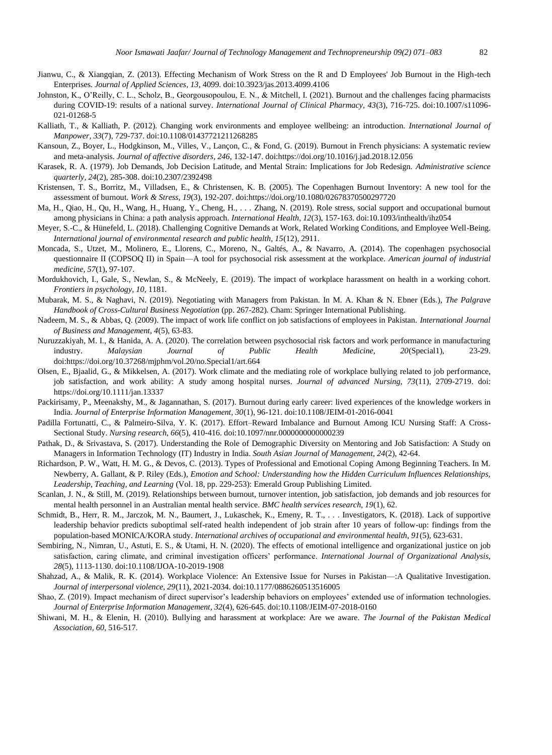Jianwu, C., & Xiangqian, Z. (2013). Effecting Mechanism of Work Stress on the R and D Employees' Job Burnout in the High-tech Enterprises. *Journal of Applied Sciences, 13*, 4099. doi:10.3923/jas.2013.4099.4106

Johnston, K., O'Reilly, C. L., Scholz, B., Georgousopoulou, E. N., & Mitchell, I. (2021). Burnout and the challenges facing pharmacists during COVID-19: results of a national survey. *International Journal of Clinical Pharmacy, 43*(3), 716-725. doi:10.1007/s11096-021-01268-5

Kalliath, T., & Kalliath, P. (2012). Changing work environments and employee wellbeing: an introduction. *International Journal of Manpower, 33*(7), 729-737. doi:10.1108/01437721211268285

Kansoun, Z., Boyer, L., Hodgkinson, M., Villes, V., Lançon, C., & Fond, G. (2019). Burnout in French physicians: A systematic review and meta-analysis. *Journal of affective disorders, 246*, 132-147. doi:https://doi.org/10.1016/j.jad.2018.12.056

Karasek, R. A. (1979). Job Demands, Job Decision Latitude, and Mental Strain: Implications for Job Redesign. *Administrative science quarterly, 24*(2), 285-308. doi:10.2307/2392498

Kristensen, T. S., Borritz, M., Villadsen, E., & Christensen, K. B. (2005). The Copenhagen Burnout Inventory: A new tool for the assessment of burnout. *Work & Stress, 19*(3), 192-207. doi:https://doi.org/10.1080/02678370500297720

Ma, H., Qiao, H., Qu, H., Wang, H., Huang, Y., Cheng, H., . . . Zhang, N. (2019). Role stress, social support and occupational burnout among physicians in China: a path analysis approach. *International Health, 12*(3), 157-163. doi:10.1093/inthealth/ihz054

Meyer, S.-C., & Hünefeld, L. (2018). Challenging Cognitive Demands at Work, Related Working Conditions, and Employee Well-Being. *International journal of environmental research and public health, 15*(12), 2911.

Moncada, S., Utzet, M., Molinero, E., Llorens, C., Moreno, N., Galtés, A., & Navarro, A. (2014). The copenhagen psychosocial questionnaire II (COPSOQ II) in Spain—A tool for psychosocial risk assessment at the workplace. *American journal of industrial medicine, 57*(1), 97-107.

Mordukhovich, I., Gale, S., Newlan, S., & McNeely, E. (2019). The impact of workplace harassment on health in a working cohort. *Frontiers in psychology, 10*, 1181.

Mubarak, M. S., & Naghavi, N. (2019). Negotiating with Managers from Pakistan. In M. A. Khan & N. Ebner (Eds.), *The Palgrave Handbook of Cross-Cultural Business Negotiation* (pp. 267-282). Cham: Springer International Publishing.

Nadeem, M. S., & Abbas, Q. (2009). The impact of work life conflict on job satisfactions of employees in Pakistan. *International Journal of Business and Management, 4*(5), 63-83.

Nuruzzakiyah, M. I., & Hanida, A. A. (2020). The correlation between psychosocial risk factors and work performance in manufacturing industry. *Malaysian Journal of Public Health Medicine, 20*(Special1), 23-29. doi:https://doi.org/10.37268/mjphm/vol.20/no.Special1/art.664

Olsen, E., Bjaalid, G., & Mikkelsen, A. (2017). Work climate and the mediating role of workplace bullying related to job performance, job satisfaction, and work ability: A study among hospital nurses. *Journal of advanced Nursing, 73*(11), 2709-2719. doi: https://doi.org/10.1111/jan.13337

Packirisamy, P., Meenakshy, M., & Jagannathan, S. (2017). Burnout during early career: lived experiences of the knowledge workers in India. *Journal of Enterprise Information Management, 30*(1), 96-121. doi:10.1108/JEIM-01-2016-0041

Padilla Fortunatti, C., & Palmeiro-Silva, Y. K. (2017). Effort–Reward Imbalance and Burnout Among ICU Nursing Staff: A Cross-Sectional Study. *Nursing research, 66*(5), 410-416. doi:10.1097/nnr.0000000000000239

Pathak, D., & Srivastava, S. (2017). Understanding the Role of Demographic Diversity on Mentoring and Job Satisfaction: A Study on Managers in Information Technology (IT) Industry in India. *South Asian Journal of Management, 24*(2), 42-64.

Richardson, P. W., Watt, H. M. G., & Devos, C. (2013). Types of Professional and Emotional Coping Among Beginning Teachers. In M. Newberry, A. Gallant, & P. Riley (Eds.), *Emotion and School: Understanding how the Hidden Curriculum Influences Relationships, Leadership, Teaching, and Learning* (Vol. 18, pp. 229-253): Emerald Group Publishing Limited.

Scanlan, J. N., & Still, M. (2019). Relationships between burnout, turnover intention, job satisfaction, job demands and job resources for mental health personnel in an Australian mental health service. *BMC health services research, 19*(1), 62.

Schmidt, B., Herr, R. M., Jarczok, M. N., Baumert, J., Lukaschek, K., Emeny, R. T., . . . Investigators, K. (2018). Lack of supportive leadership behavior predicts suboptimal self-rated health independent of job strain after 10 years of follow-up: findings from the population-based MONICA/KORA study. *International archives of occupational and environmental health, 91*(5), 623-631.

Sembiring, N., Nimran, U., Astuti, E. S., & Utami, H. N. (2020). The effects of emotional intelligence and organizational justice on job satisfaction, caring climate, and criminal investigation officers' performance. *International Journal of Organizational Analysis, 28*(5), 1113-1130. doi:10.1108/IJOA-10-2019-1908

Shahzad, A., & Malik, R. K. (2014). Workplace Violence: An Extensive Issue for Nurses in Pakistan—:A Qualitative Investigation. *Journal of interpersonal violence, 29*(11), 2021-2034. doi:10.1177/0886260513516005

Shao, Z. (2019). Impact mechanism of direct supervisor's leadership behaviors on employees' extended use of information technologies. *Journal of Enterprise Information Management, 32*(4), 626-645. doi:10.1108/JEIM-07-2018-0160

Shiwani, M. H., & Elenin, H. (2010). Bullying and harassment at workplace: Are we aware. *The Journal of the Pakistan Medical Association, 60*, 516-517.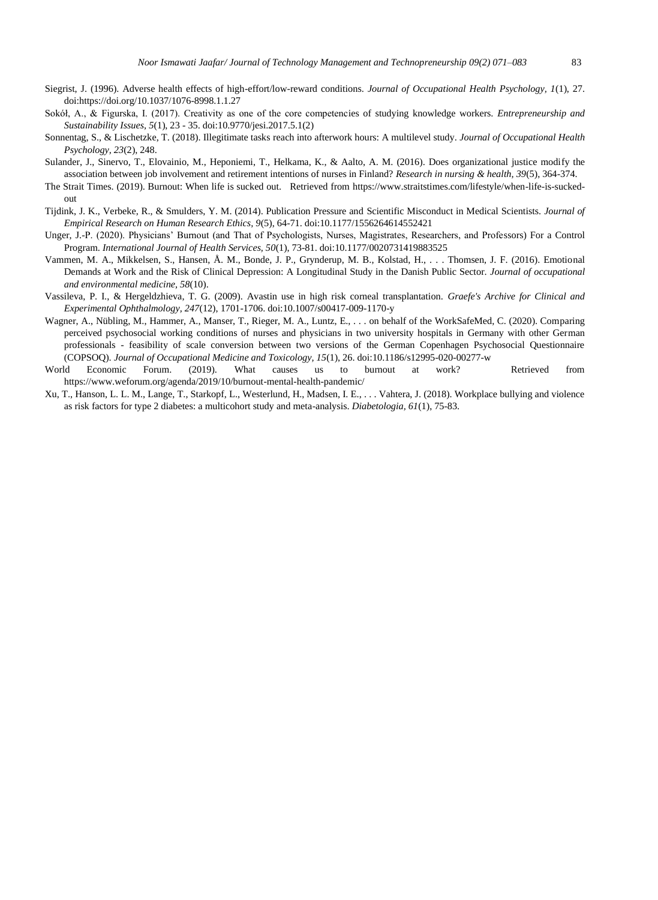Siegrist, J. (1996). Adverse health effects of high-effort/low-reward conditions. *Journal of Occupational Health Psychology, 1*(1), 27. doi:https://doi.org/10.1037/1076-8998.1.1.27

Sokół, A., & Figurska, I. (2017). Creativity as one of the core competencies of studying knowledge workers. *Entrepreneurship and Sustainability Issues, 5*(1), 23 - 35. doi:10.9770/jesi.2017.5.1(2)

Sonnentag, S., & Lischetzke, T. (2018). Illegitimate tasks reach into afterwork hours: A multilevel study. *Journal of Occupational Health Psychology, 23*(2), 248.

Sulander, J., Sinervo, T., Elovainio, M., Heponiemi, T., Helkama, K., & Aalto, A. M. (2016). Does organizational justice modify the association between job involvement and retirement intentions of nurses in Finland? *Research in nursing & health, 39*(5), 364-374.

The Strait Times. (2019). Burnout: When life is sucked out. Retrieved from https://www.straitstimes.com/lifestyle/when-life-is-sucked-out

Tijdink, J. K., Verbeke, R., & Smulders, Y. M. (2014). Publication Pressure and Scientific Misconduct in Medical Scientists. *Journal of Empirical Research on Human Research Ethics, 9*(5), 64-71. doi:10.1177/1556264614552421

Unger, J.-P. (2020). Physicians' Burnout (and That of Psychologists, Nurses, Magistrates, Researchers, and Professors) For a Control Program. *International Journal of Health Services, 50*(1), 73-81. doi:10.1177/0020731419883525

Vammen, M. A., Mikkelsen, S., Hansen, Å. M., Bonde, J. P., Grynderup, M. B., Kolstad, H., . . . Thomsen, J. F. (2016). Emotional Demands at Work and the Risk of Clinical Depression: A Longitudinal Study in the Danish Public Sector. *Journal of occupational and environmental medicine, 58*(10).

Vassileva, P. I., & Hergeldzhieva, T. G. (2009). Avastin use in high risk corneal transplantation. *Graefe's Archive for Clinical and Experimental Ophthalmology, 247*(12), 1701-1706. doi:10.1007/s00417-009-1170-y

Wagner, A., Nübling, M., Hammer, A., Manser, T., Rieger, M. A., Luntz, E., . . . on behalf of the WorkSafeMed, C. (2020). Comparing perceived psychosocial working conditions of nurses and physicians in two university hospitals in Germany with other German professionals - feasibility of scale conversion between two versions of the German Copenhagen Psychosocial Questionnaire (COPSOQ). *Journal of Occupational Medicine and Toxicology, 15*(1), 26. doi:10.1186/s12995-020-00277-w

World Economic Forum. (2019). What causes us to burnout at work? Retrieved from https://www.weforum.org/agenda/2019/10/burnout-mental-health-pandemic/

Xu, T., Hanson, L. L. M., Lange, T., Starkopf, L., Westerlund, H., Madsen, I. E., . . . Vahtera, J. (2018). Workplace bullying and violence as risk factors for type 2 diabetes: a multicohort study and meta-analysis. *Diabetologia, 61*(1), 75-83.